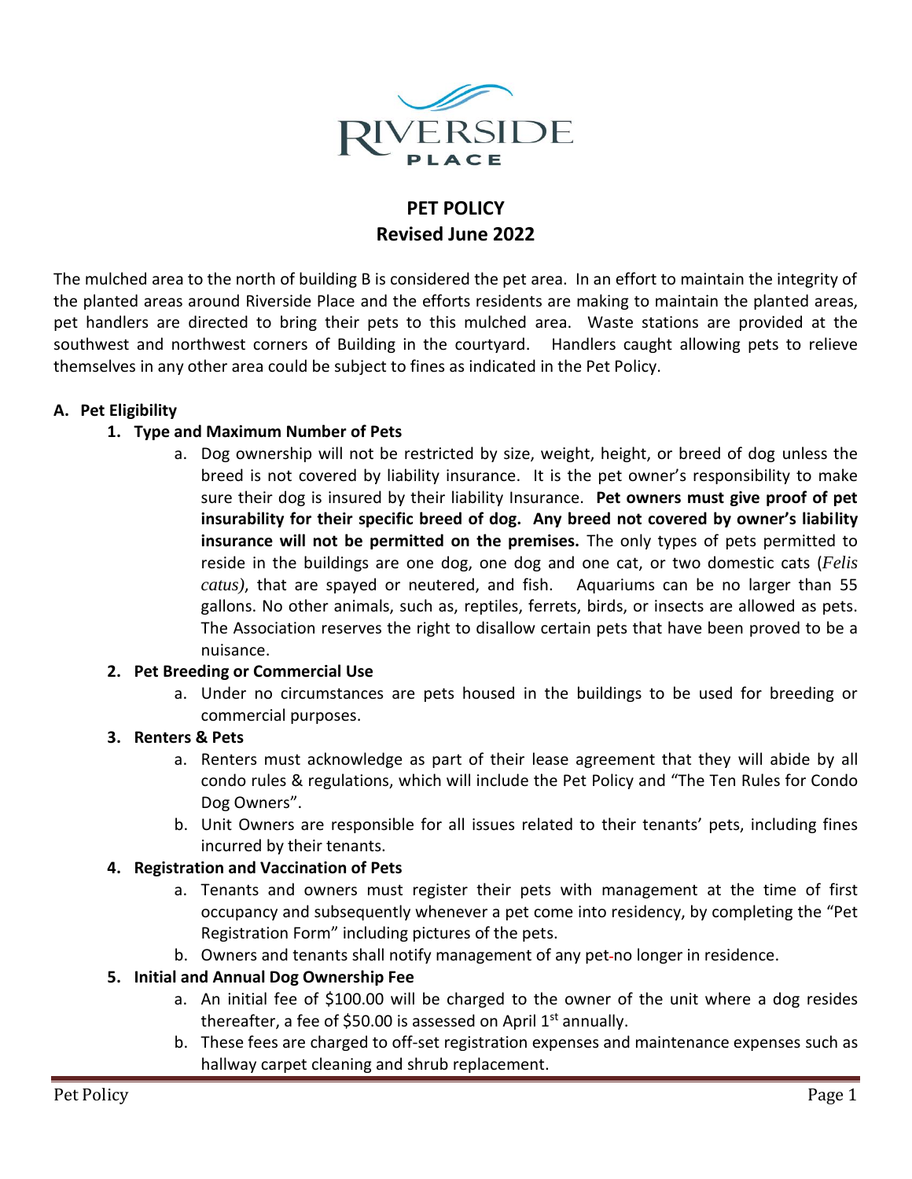RIVERSIDE PLACE

# PET POLICY
## Revised June 2022

The mulched area to the north of building B is considered the pet area. In an effort to maintain the integrity of the planted areas around Riverside Place and the efforts residents are making to maintain the planted areas, pet handlers are directed to bring their pets to this mulched area. Waste stations are provided at the southwest and northwest corners of Building in the courtyard. Handlers caught allowing pets to relieve themselves in any other area could be subject to fines as indicated in the Pet Policy.

### A. Pet Eligibility

**1. Type and Maximum Number of Pets**

a. Dog ownership will not be restricted by size, weight, height, or breed of dog unless the breed is not covered by liability insurance. It is the pet owner's responsibility to make sure their dog is insured by their liability Insurance. **Pet owners must give proof of pet insurability for their specific breed of dog. Any breed not covered by owner's liability insurance will not be permitted on the premises.** The only types of pets permitted to reside in the buildings are one dog, one dog and one cat, or two domestic cats (*Felis catus)*, that are spayed or neutered, and fish. Aquariums can be no larger than 55 gallons. No other animals, such as, reptiles, ferrets, birds, or insects are allowed as pets. The Association reserves the right to disallow certain pets that have been proved to be a nuisance.

**2. Pet Breeding or Commercial Use**

a. Under no circumstances are pets housed in the buildings to be used for breeding or commercial purposes.

**3. Renters & Pets**

a. Renters must acknowledge as part of their lease agreement that they will abide by all condo rules & regulations, which will include the Pet Policy and "The Ten Rules for Condo Dog Owners".

b. Unit Owners are responsible for all issues related to their tenants' pets, including fines incurred by their tenants.

**4. Registration and Vaccination of Pets**

a. Tenants and owners must register their pets with management at the time of first occupancy and subsequently whenever a pet come into residency, by completing the "Pet Registration Form" including pictures of the pets.

b. Owners and tenants shall notify management of any pet no longer in residence.

**5. Initial and Annual Dog Ownership Fee**

a. An initial fee of $100.00 will be charged to the owner of the unit where a dog resides thereafter, a fee of $50.00 is assessed on April 1st annually.

b. These fees are charged to off-set registration expenses and maintenance expenses such as hallway carpet cleaning and shrub replacement.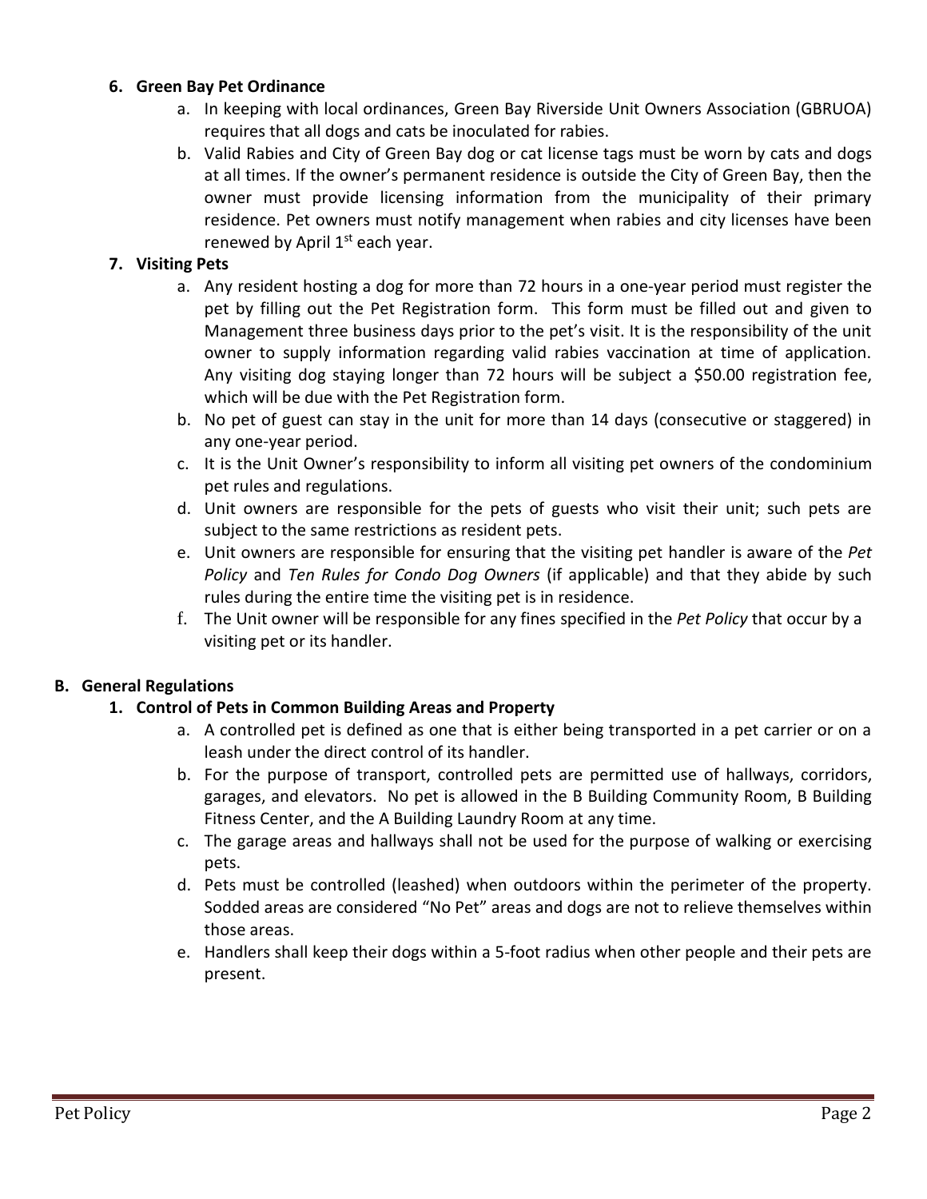### 6. Green Bay Pet Ordinance

a. In keeping with local ordinances, Green Bay Riverside Unit Owners Association (GBRUOA) requires that all dogs and cats be inoculated for rabies.

b. Valid Rabies and City of Green Bay dog or cat license tags must be worn by cats and dogs at all times. If the owner's permanent residence is outside the City of Green Bay, then the owner must provide licensing information from the municipality of their primary residence. Pet owners must notify management when rabies and city licenses have been renewed by April 1st each year.

### 7. Visiting Pets

a. Any resident hosting a dog for more than 72 hours in a one-year period must register the pet by filling out the Pet Registration form. This form must be filled out and given to Management three business days prior to the pet's visit. It is the responsibility of the unit owner to supply information regarding valid rabies vaccination at time of application. Any visiting dog staying longer than 72 hours will be subject a $50.00 registration fee, which will be due with the Pet Registration form.

b. No pet of guest can stay in the unit for more than 14 days (consecutive or staggered) in any one-year period.

c. It is the Unit Owner's responsibility to inform all visiting pet owners of the condominium pet rules and regulations.

d. Unit owners are responsible for the pets of guests who visit their unit; such pets are subject to the same restrictions as resident pets.

e. Unit owners are responsible for ensuring that the visiting pet handler is aware of the *Pet Policy* and *Ten Rules for Condo Dog Owners* (if applicable) and that they abide by such rules during the entire time the visiting pet is in residence.

f. The Unit owner will be responsible for any fines specified in the *Pet Policy* that occur by a visiting pet or its handler.

## B. General Regulations

### 1. Control of Pets in Common Building Areas and Property

a. A controlled pet is defined as one that is either being transported in a pet carrier or on a leash under the direct control of its handler.

b. For the purpose of transport, controlled pets are permitted use of hallways, corridors, garages, and elevators. No pet is allowed in the B Building Community Room, B Building Fitness Center, and the A Building Laundry Room at any time.

c. The garage areas and hallways shall not be used for the purpose of walking or exercising pets.

d. Pets must be controlled (leashed) when outdoors within the perimeter of the property. Sodded areas are considered "No Pet" areas and dogs are not to relieve themselves within those areas.

e. Handlers shall keep their dogs within a 5-foot radius when other people and their pets are present.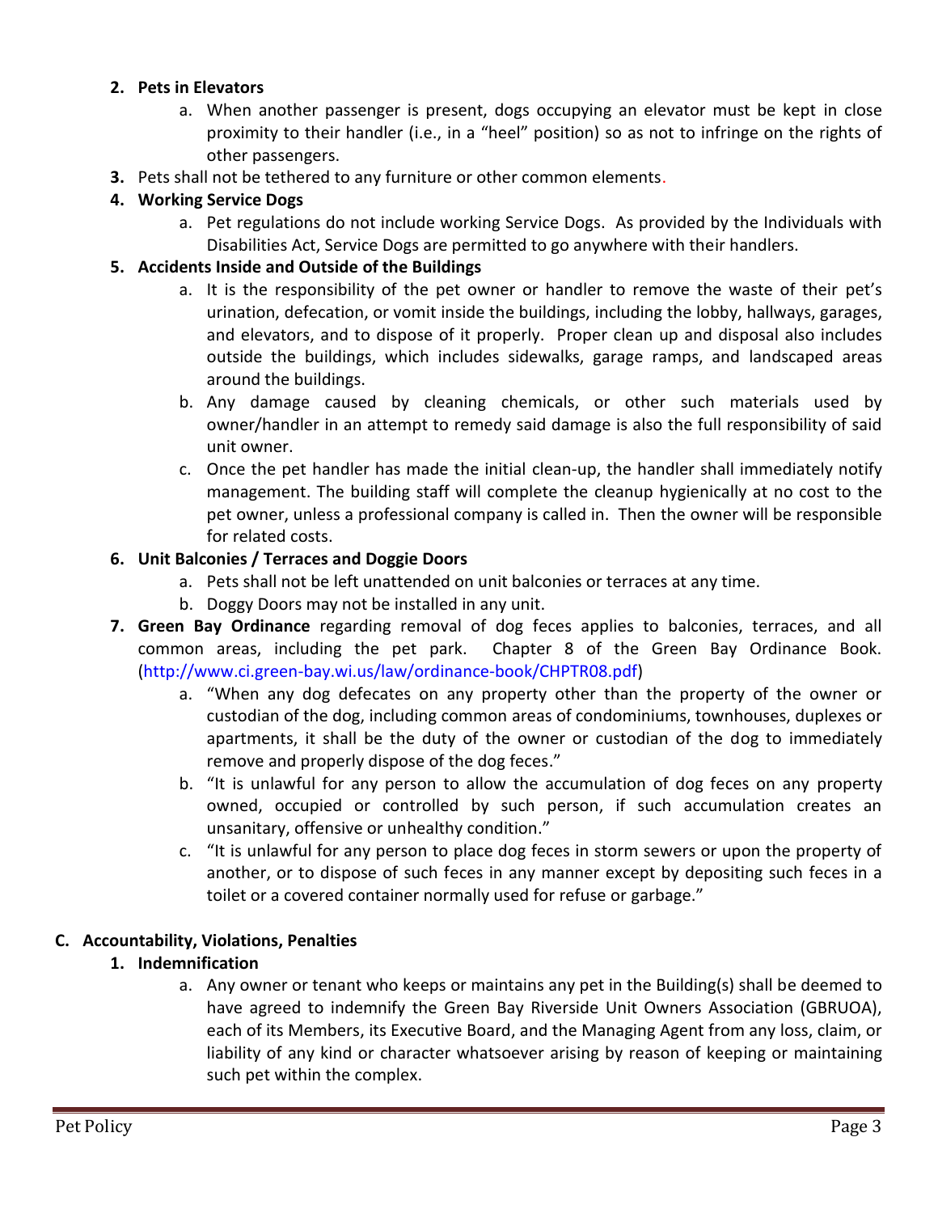2. **Pets in Elevators**
    a. When another passenger is present, dogs occupying an elevator must be kept in close proximity to their handler (i.e., in a "heel" position) so as not to infringe on the rights of other passengers.
3. Pets shall not be tethered to any furniture or other common elements.
4. **Working Service Dogs**
    a. Pet regulations do not include working Service Dogs. As provided by the Individuals with Disabilities Act, Service Dogs are permitted to go anywhere with their handlers.
5. **Accidents Inside and Outside of the Buildings**
    a. It is the responsibility of the pet owner or handler to remove the waste of their pet's urination, defecation, or vomit inside the buildings, including the lobby, hallways, garages, and elevators, and to dispose of it properly. Proper clean up and disposal also includes outside the buildings, which includes sidewalks, garage ramps, and landscaped areas around the buildings.
    b. Any damage caused by cleaning chemicals, or other such materials used by owner/handler in an attempt to remedy said damage is also the full responsibility of said unit owner.
    c. Once the pet handler has made the initial clean-up, the handler shall immediately notify management. The building staff will complete the cleanup hygienically at no cost to the pet owner, unless a professional company is called in. Then the owner will be responsible for related costs.
6. **Unit Balconies / Terraces and Doggie Doors**
    a. Pets shall not be left unattended on unit balconies or terraces at any time.
    b. Doggy Doors may not be installed in any unit.
7. **Green Bay Ordinance** regarding removal of dog feces applies to balconies, terraces, and all common areas, including the pet park. Chapter 8 of the Green Bay Ordinance Book. (http://www.ci.green-bay.wi.us/law/ordinance-book/CHPTR08.pdf)
    a. "When any dog defecates on any property other than the property of the owner or custodian of the dog, including common areas of condominiums, townhouses, duplexes or apartments, it shall be the duty of the owner or custodian of the dog to immediately remove and properly dispose of the dog feces."
    b. "It is unlawful for any person to allow the accumulation of dog feces on any property owned, occupied or controlled by such person, if such accumulation creates an unsanitary, offensive or unhealthy condition."
    c. "It is unlawful for any person to place dog feces in storm sewers or upon the property of another, or to dispose of such feces in any manner except by depositing such feces in a toilet or a covered container normally used for refuse or garbage."

## C. Accountability, Violations, Penalties

1. **Indemnification**
    a. Any owner or tenant who keeps or maintains any pet in the Building(s) shall be deemed to have agreed to indemnify the Green Bay Riverside Unit Owners Association (GBRUOA), each of its Members, its Executive Board, and the Managing Agent from any loss, claim, or liability of any kind or character whatsoever arising by reason of keeping or maintaining such pet within the complex.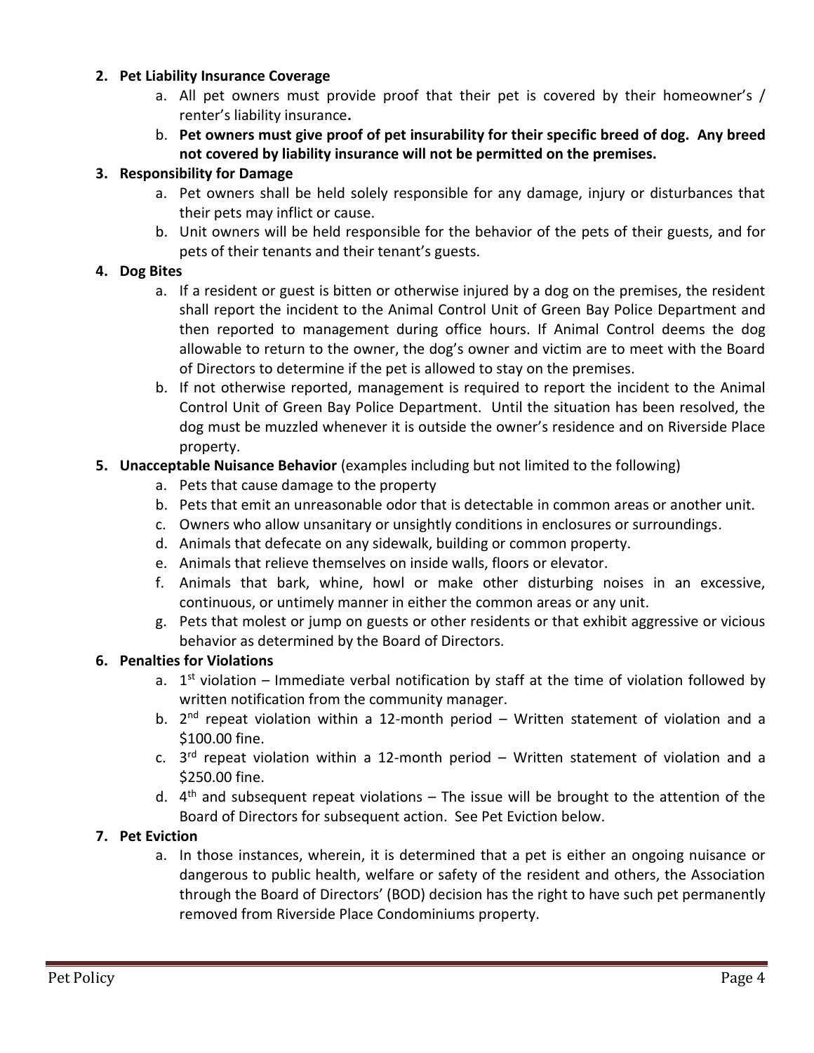2. **Pet Liability Insurance Coverage**
    a. All pet owners must provide proof that their pet is covered by their homeowner's / renter's liability insurance**.**
    b. **Pet owners must give proof of pet insurability for their specific breed of dog. Any breed not covered by liability insurance will not be permitted on the premises.**
3. **Responsibility for Damage**
    a. Pet owners shall be held solely responsible for any damage, injury or disturbances that their pets may inflict or cause.
    b. Unit owners will be held responsible for the behavior of the pets of their guests, and for pets of their tenants and their tenant's guests.
4. **Dog Bites**
    a. If a resident or guest is bitten or otherwise injured by a dog on the premises, the resident shall report the incident to the Animal Control Unit of Green Bay Police Department and then reported to management during office hours. If Animal Control deems the dog allowable to return to the owner, the dog's owner and victim are to meet with the Board of Directors to determine if the pet is allowed to stay on the premises.
    b. If not otherwise reported, management is required to report the incident to the Animal Control Unit of Green Bay Police Department. Until the situation has been resolved, the dog must be muzzled whenever it is outside the owner's residence and on Riverside Place property.
5. **Unacceptable Nuisance Behavior** (examples including but not limited to the following)
    a. Pets that cause damage to the property
    b. Pets that emit an unreasonable odor that is detectable in common areas or another unit.
    c. Owners who allow unsanitary or unsightly conditions in enclosures or surroundings.
    d. Animals that defecate on any sidewalk, building or common property.
    e. Animals that relieve themselves on inside walls, floors or elevator.
    f. Animals that bark, whine, howl or make other disturbing noises in an excessive, continuous, or untimely manner in either the common areas or any unit.
    g. Pets that molest or jump on guests or other residents or that exhibit aggressive or vicious behavior as determined by the Board of Directors.
6. **Penalties for Violations**
    a. 1st violation – Immediate verbal notification by staff at the time of violation followed by written notification from the community manager.
    b. 2nd repeat violation within a 12-month period – Written statement of violation and a $100.00 fine.
    c. 3rd repeat violation within a 12-month period – Written statement of violation and a $250.00 fine.
    d. 4th and subsequent repeat violations – The issue will be brought to the attention of the Board of Directors for subsequent action. See Pet Eviction below.
7. **Pet Eviction**
    a. In those instances, wherein, it is determined that a pet is either an ongoing nuisance or dangerous to public health, welfare or safety of the resident and others, the Association through the Board of Directors' (BOD) decision has the right to have such pet permanently removed from Riverside Place Condominiums property.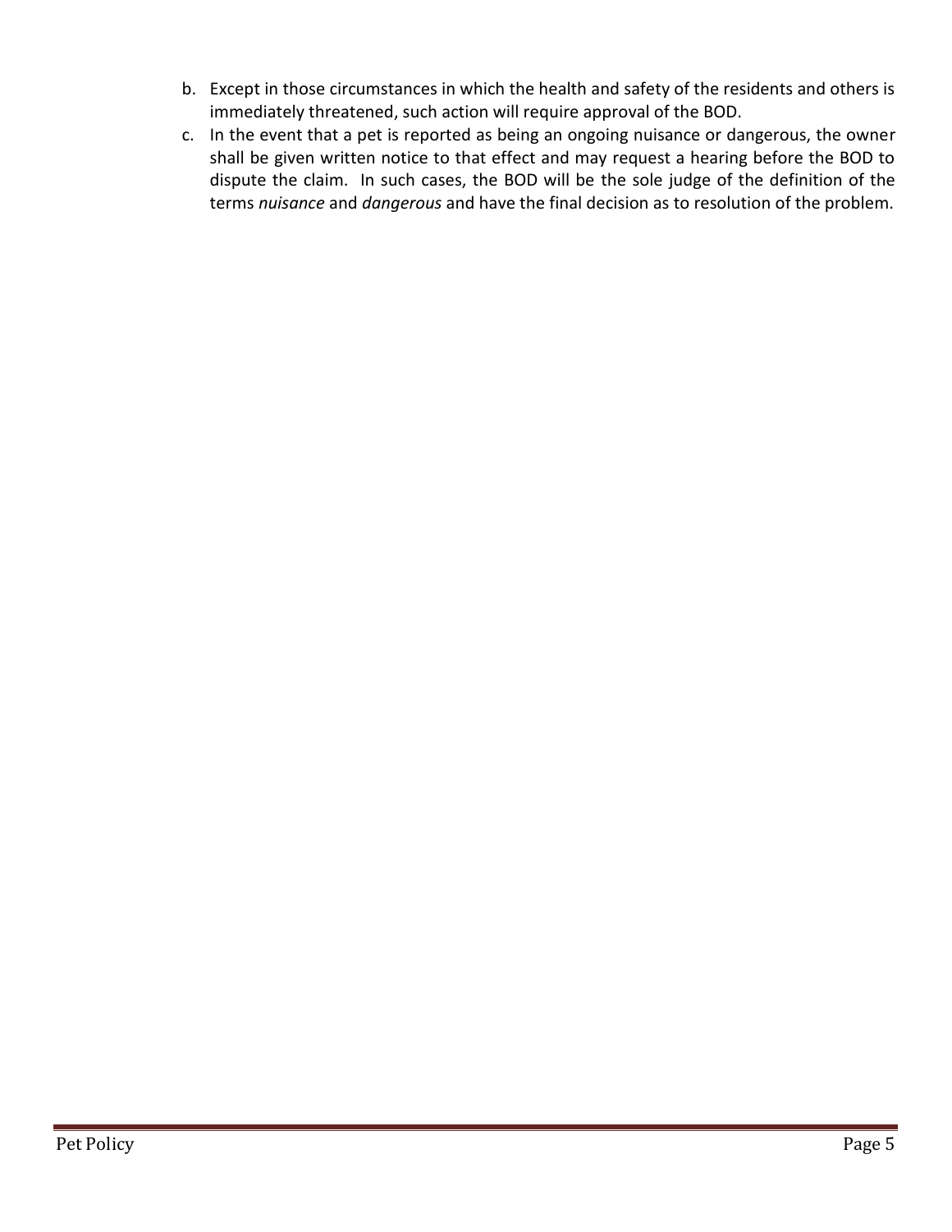b. Except in those circumstances in which the health and safety of the residents and others is immediately threatened, such action will require approval of the BOD.

c. In the event that a pet is reported as being an ongoing nuisance or dangerous, the owner shall be given written notice to that effect and may request a hearing before the BOD to dispute the claim. In such cases, the BOD will be the sole judge of the definition of the terms *nuisance* and *dangerous* and have the final decision as to resolution of the problem.